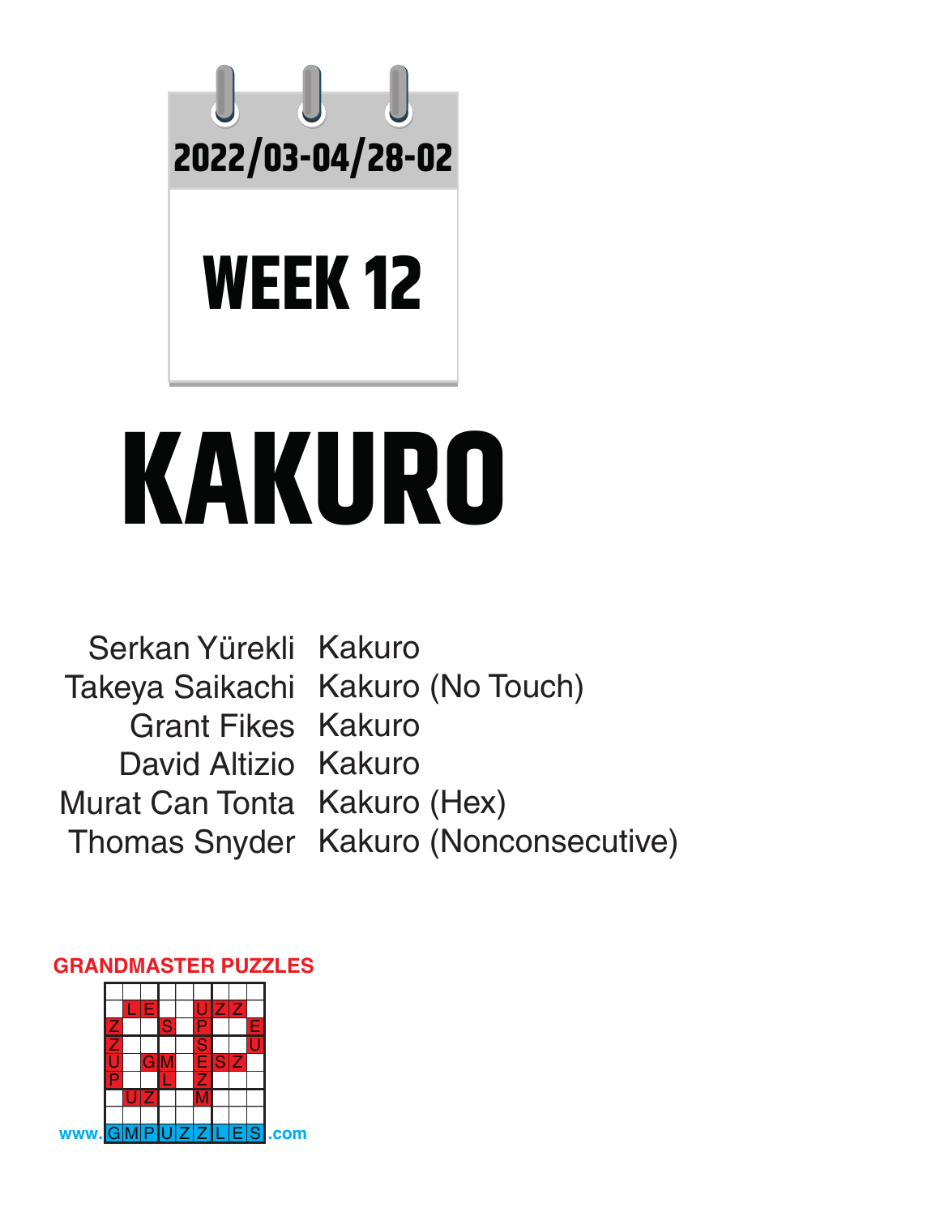2022/03-04/28-02

# WEEK 12

# KAKURO

| | |
|---|---|
| Serkan Yürekli | Kakuro |
| Takeya Saikachi | Kakuro (No Touch) |
| Grant Fikes | Kakuro |
| David Altizio | Kakuro |
| Murat Can Tonta | Kakuro (Hex) |
| Thomas Snyder | Kakuro (Nonconsecutive) |

GRANDMASTER PUZZLES

www.GMPUZZLES.com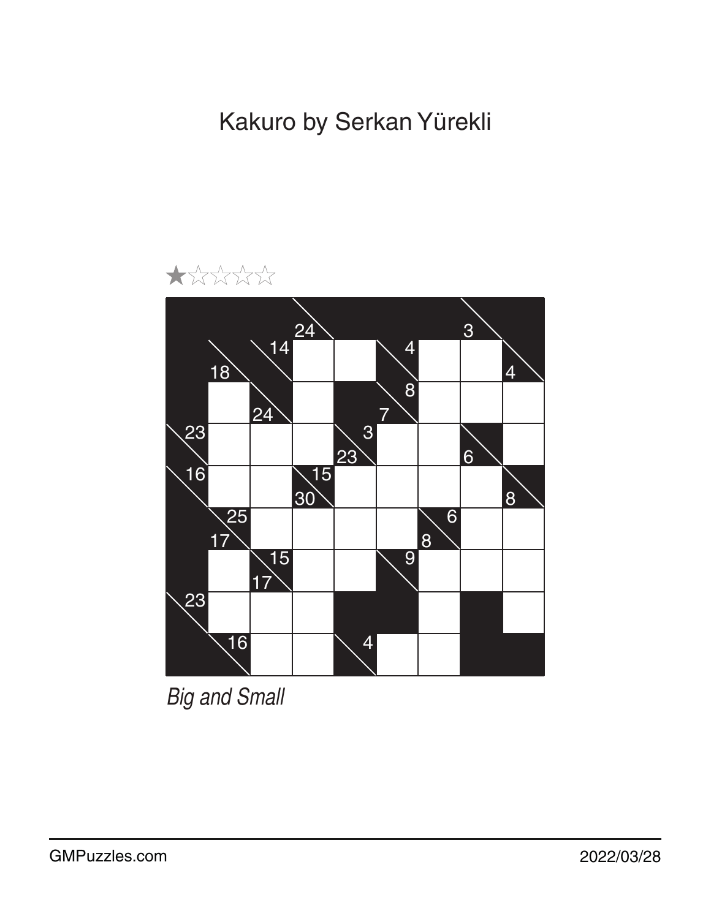# Kakuro by Serkan Yürekli

★☆☆☆☆

| | | | | | | | | |
|---|---|---|---|---|---|---|---|---|
| ■ | ■ | ■ | 24↓ | ■ | ■ | ■ | 3↓ | ■ |
| ■ | 18↓ | 14→ | ☐ | ☐ | 4→ | ☐ | ☐ | 4↓ |
| ■ | ☐ | 24↓ | ☐ | ■ | 7↓ 8→ | ☐ | ☐ | ☐ |
| 23→ | ☐ | ☐ | ☐ | 23↓ 3→ | ☐ | ☐ | 6↓ | ☐ |
| 16→ | ☐ | ☐ | 30↓ 15→ | ☐ | ☐ | ☐ | ☐ | 8↓ |
| ■ | 17↓ 25→ | ☐ | ☐ | ☐ | ☐ | 8↓ 6→ | ☐ | ☐ |
| ■ | ☐ | 17↓ 15→ | ☐ | ☐ | 9→ | ☐ | ☐ | ☐ |
| 23→ | ☐ | ☐ | ☐ | ■ | ■ | ☐ | ■ | ☐ |
| ■ | 16→ | ☐ | ☐ | 4→ | ☐ | ☐ | ■ | ■ |

*Big and Small*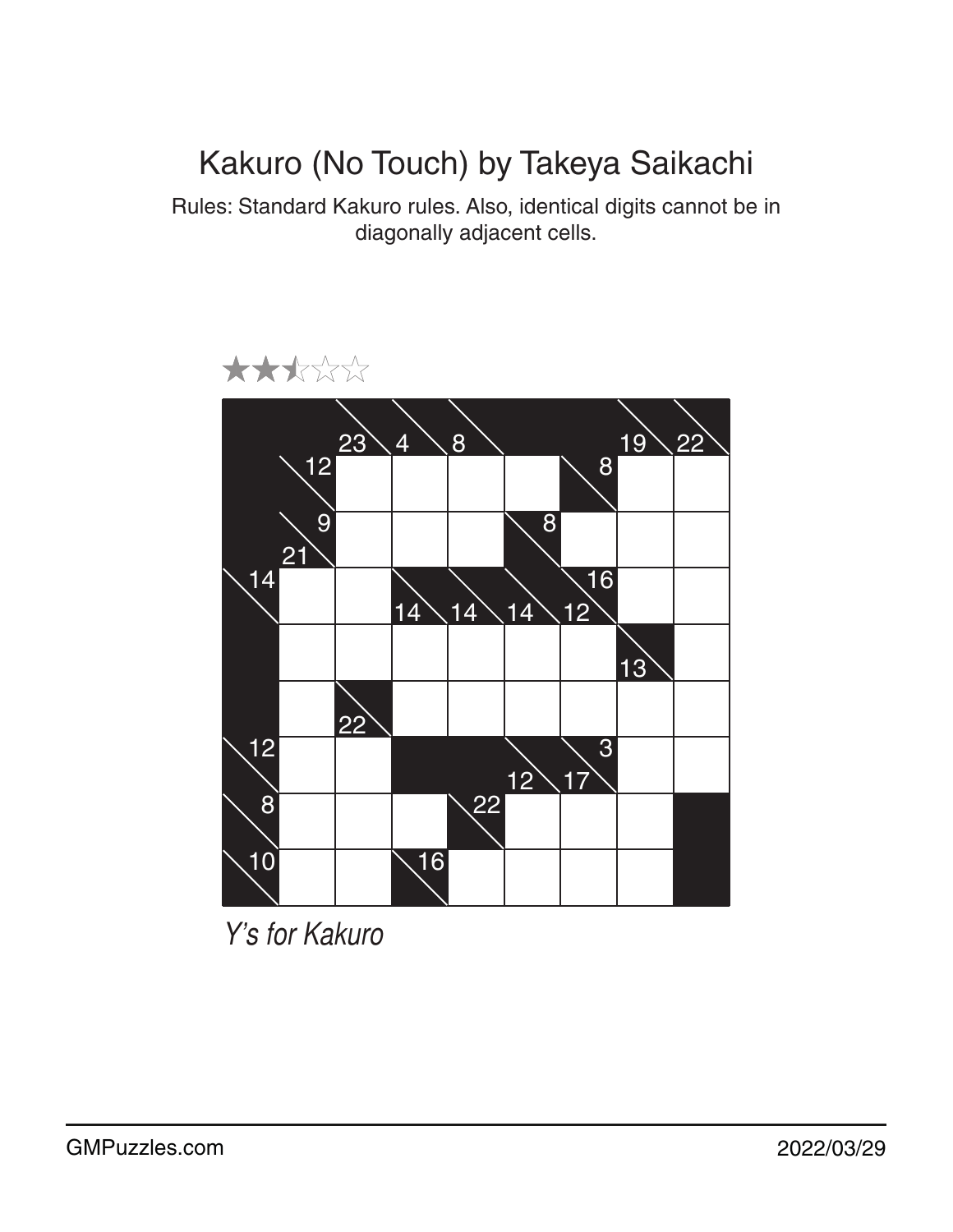# Kakuro (No Touch) by Takeya Saikachi

Rules: Standard Kakuro rules. Also, identical digits cannot be in diagonally adjacent cells.

★★☆☆☆

| | | | | | | | | |
|---|---|---|---|---|---|---|---|---|
| ■ | ■ | 23\ | 4\ | 8\ | ■ | ■ | 19\ | 22\ |
| ■ | \12 | | | | | \8 | | |
| ■ | 21\9 | | | | \8 | | | |
| \14 | | | 14\ | 14\ | 14\ | 12\16 | | |
| ■ | | | | | | | 13\ | |
| ■ | | 22\ | | | | | | |
| \12 | | | ■ | ■ | 12\ | 17\3 | | |
| \8 | | | | 22\ | | | | ■ |
| \10 | | | 16\ | | | | | ■ |

*Y's for Kakuro*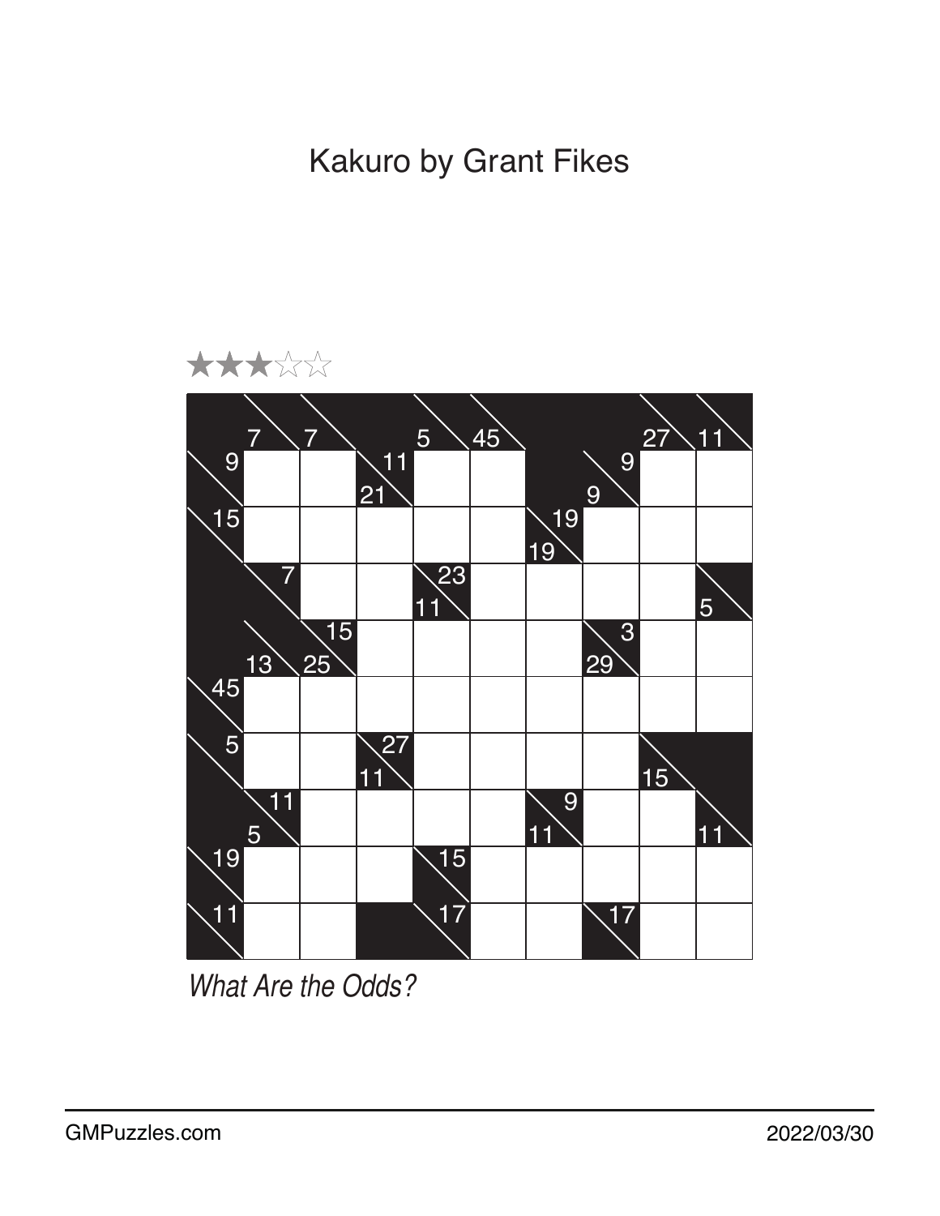# Kakuro by Grant Fikes

★★★☆☆

|  | 7 | 7 |  | 5 | 45 |  |  | 27 | 11 |
|---|---|---|---|---|---|---|---|---|---|
| 9 |  |  | 21 \ 11 |  |  |  | 9 \ 9 |  |  |
| 15 |  |  |  |  |  | 19 \ 19 |  |  |  |
|  | 7 |  |  | 11 \ 23 |  |  |  |  | 5 |
|  | 13 | 25 \ 15 |  |  |  |  | 29 \ 3 |  |  |
| 45 |  |  |  |  |  |  |  |  |  |
| 5 |  |  | 11 \ 27 |  |  |  |  | 15 |  |
|  | 5 \ 11 |  |  |  |  | 11 \ 9 |  |  | 11 |
| 19 |  |  |  | 15 |  |  |  |  |  |
| 11 |  |  |  | 17 |  |  | 17 |  |  |

*What Are the Odds?*

GMPuzzles.com

2022/03/30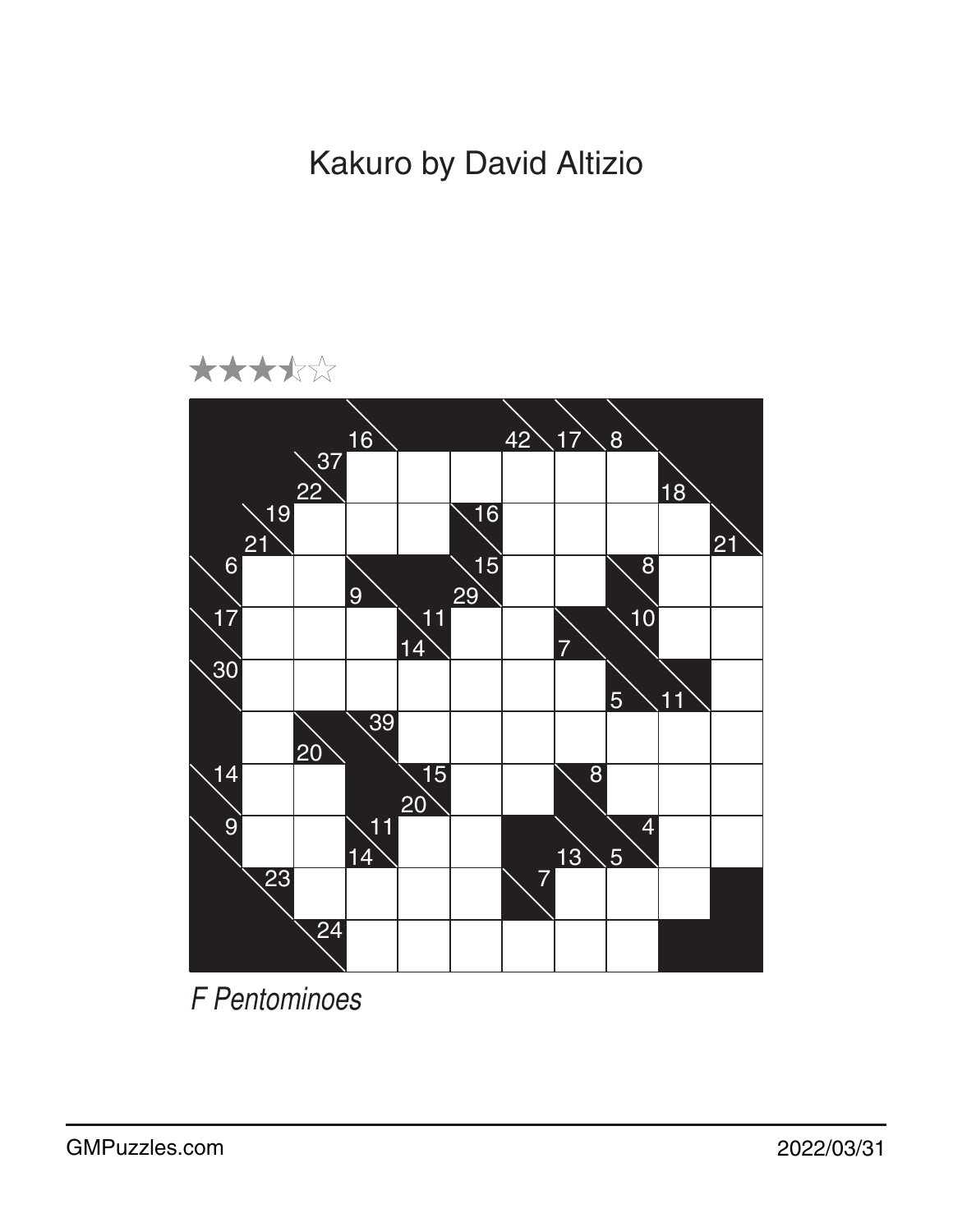# Kakuro by David Altizio

★★★½☆

| | | | | | | | | | | |
|---|---|---|---|---|---|---|---|---|---|---|
| ■ | ■ | ■ | 16 \ | ■ | ■ | 42 \ | 17 \ | 8 \ | ■ | ■ |
| ■ | ■ | \ 37 | | | | | | | ■ | ■ |
| ■ | 19 \ | 22 \ | | | 16 \ | | | | 18 \ | ■ |
| ■ | 21 \ | | | | \ 16 | | | | | 21 \ |
| 6 \ | | | 9 \ | ■ | 29 \ 15 | | | 8 \ | | |
| 17 \ | | | | 14 \ 11 | | | 7 \ | 10 \ | | |
| 30 \ | | | | | | | | 5 \ | 11 \ | |
| ■ | | 20 \ | 39 \ | | | | | | | |
| 14 \ | | | ■ | 20 \ 15 | | | 8 \ | | | |
| 9 \ | | | 14 \ 11 | | | ■ | 13 \ | 5 \ 4 | | |
| ■ | 23 \ | | | | | 7 \ | | | | ■ |
| ■ | ■ | 24 \ | | | | | | | ■ | ■ |

*F Pentominoes*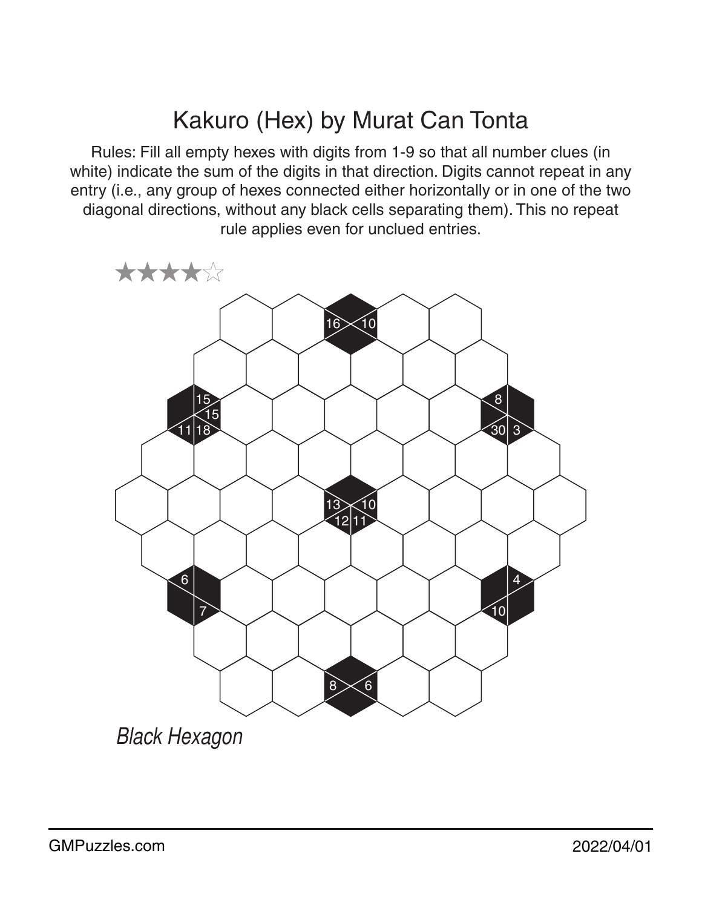# Kakuro (Hex) by Murat Can Tonta

Rules: Fill all empty hexes with digits from 1-9 so that all number clues (in white) indicate the sum of the digits in that direction. Digits cannot repeat in any entry (i.e., any group of hexes connected either horizontally or in one of the two diagonal directions, without any black cells separating them). This no repeat rule applies even for unclued entries.

★★★★☆

16 10

15 15 11 18

8 30 3

13 10 12 11

6 7

4 10

8 6

*Black Hexagon*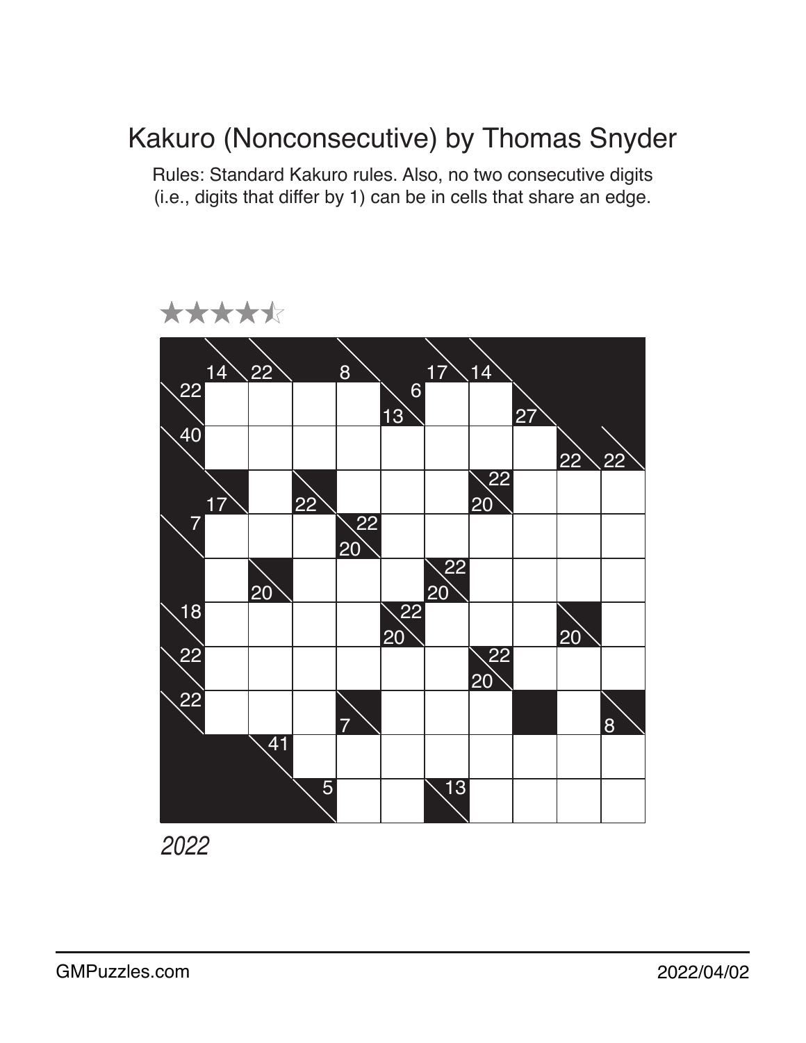# Kakuro (Nonconsecutive) by Thomas Snyder

Rules: Standard Kakuro rules. Also, no two consecutive digits (i.e., digits that differ by 1) can be in cells that share an edge.

★★★★☆

14 22 8 17 14
22 6
13 27
40
22 22
17 22 22
20
7 22
20
22
20 20
18 22
20 20
22 22
20
22
7 8
41
5 13

*2022*

GMPuzzles.com 2022/04/02